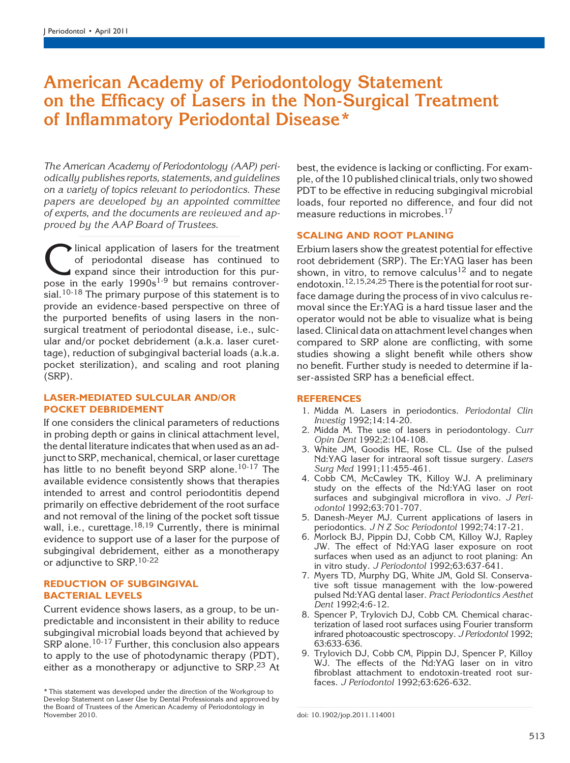# American Academy of Periodontology Statement on the Efficacy of Lasers in the Non-Surgical Treatment of Inflammatory Periodontal Disease*

*The American Academy of Periodontology (AAP) periodically publishes reports, statements, and guidelines on a variety of topics relevant to periodontics. These papers are developed by an appointed committee of experts, and the documents are reviewed and approved by the AAP Board of Trustees.*

Clinical application of lasers for the treatment of periodontal disease has continued to expand since their introduction for this purpose in the early 1990s[1-9] but remains controversial.[10-18] The primary purpose of this statement is to provide an evidence-based perspective on three of the purported benefits of using lasers in the non-surgical treatment of periodontal disease, i.e., sulcular and/or pocket debridement (a.k.a. laser curettage), reduction of subgingival bacterial loads (a.k.a. pocket sterilization), and scaling and root planing (SRP).

## LASER-MEDIATED SULCULAR AND/OR POCKET DEBRIDEMENT

If one considers the clinical parameters of reductions in probing depth or gains in clinical attachment level, the dental literature indicates that when used as an adjunct to SRP, mechanical, chemical, or laser curettage has little to no benefit beyond SRP alone.[10-17] The available evidence consistently shows that therapies intended to arrest and control periodontitis depend primarily on effective debridement of the root surface and not removal of the lining of the pocket soft tissue wall, i.e., curettage.[18,19] Currently, there is minimal evidence to support use of a laser for the purpose of subgingival debridement, either as a monotherapy or adjunctive to SRP.[10-22]

## REDUCTION OF SUBGINGIVAL BACTERIAL LEVELS

Current evidence shows lasers, as a group, to be unpredictable and inconsistent in their ability to reduce subgingival microbial loads beyond that achieved by SRP alone.[10-17] Further, this conclusion also appears to apply to the use of photodynamic therapy (PDT), either as a monotherapy or adjunctive to SRP.[23] At best, the evidence is lacking or conflicting. For example, of the 10 published clinical trials, only two showed PDT to be effective in reducing subgingival microbial loads, four reported no difference, and four did not measure reductions in microbes.[17]

## SCALING AND ROOT PLANING

Erbium lasers show the greatest potential for effective root debridement (SRP). The Er:YAG laser has been shown, in vitro, to remove calculus[12] and to negate endotoxin.[12,15,24,25] There is the potential for root surface damage during the process of in vivo calculus removal since the Er:YAG is a hard tissue laser and the operator would not be able to visualize what is being lased. Clinical data on attachment level changes when compared to SRP alone are conflicting, with some studies showing a slight benefit while others show no benefit. Further study is needed to determine if laser-assisted SRP has a beneficial effect.

## REFERENCES

1. Midda M. Lasers in periodontics. *Periodontal Clin Investig* 1992;14:14-20.
2. Midda M. The use of lasers in periodontology. *Curr Opin Dent* 1992;2:104-108.
3. White JM, Goodis HE, Rose CL. Use of the pulsed Nd:YAG laser for intraoral soft tissue surgery. *Lasers Surg Med* 1991;11:455-461.
4. Cobb CM, McCawley TK, Killoy WJ. A preliminary study on the effects of the Nd:YAG laser on root surfaces and subgingival microflora in vivo. *J Periodontol* 1992;63:701-707.
5. Danesh-Meyer MJ. Current applications of lasers in periodontics. *J N Z Soc Periodontol* 1992;74:17-21.
6. Morlock BJ, Pippin DJ, Cobb CM, Killoy WJ, Rapley JW. The effect of Nd:YAG laser exposure on root surfaces when used as an adjunct to root planing: An in vitro study. *J Periodontol* 1992;63:637-641.
7. Myers TD, Murphy DG, White JM, Gold SI. Conservative soft tissue management with the low-powered pulsed Nd:YAG dental laser. *Pract Periodontics Aesthet Dent* 1992;4:6-12.
8. Spencer P, Trylovich DJ, Cobb CM. Chemical characterization of lased root surfaces using Fourier transform infrared photoacoustic spectroscopy. *J Periodontol* 1992; 63:633-636.
9. Trylovich DJ, Cobb CM, Pippin DJ, Spencer P, Killoy WJ. The effects of the Nd:YAG laser on in vitro fibroblast attachment to endotoxin-treated root surfaces. *J Periodontol* 1992;63:626-632.

\* This statement was developed under the direction of the Workgroup to Develop Statement on Laser Use by Dental Professionals and approved by the Board of Trustees of the American Academy of Periodontology in November 2010.

doi: 10.1902/jop.2011.114001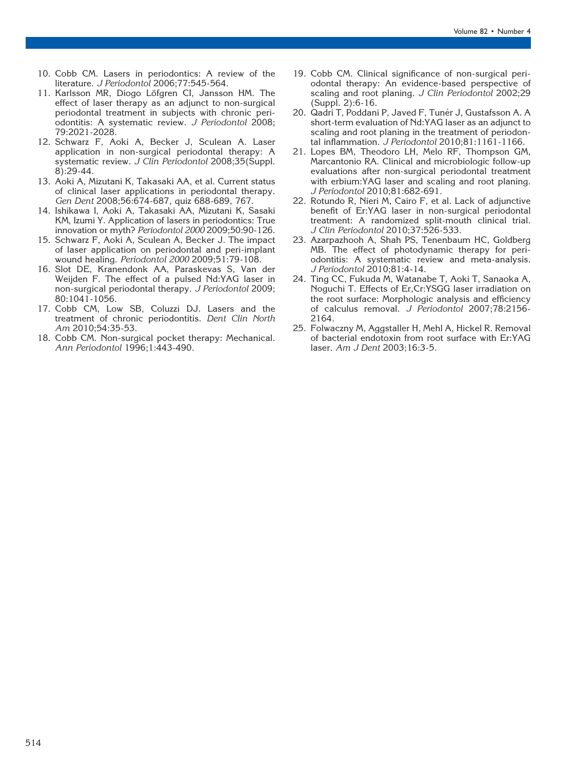10. Cobb CM. Lasers in periodontics: A review of the literature. *J Periodontol* 2006;77:545-564.
11. Karlsson MR, Diogo Löfgren CI, Jansson HM. The effect of laser therapy as an adjunct to non-surgical periodontal treatment in subjects with chronic periodontitis: A systematic review. *J Periodontol* 2008; 79:2021-2028.
12. Schwarz F, Aoki A, Becker J, Sculean A. Laser application in non-surgical periodontal therapy: A systematic review. *J Clin Periodontol* 2008;35(Suppl. 8):29-44.
13. Aoki A, Mizutani K, Takasaki AA, et al. Current status of clinical laser applications in periodontal therapy. *Gen Dent* 2008;56:674-687, quiz 688-689, 767.
14. Ishikawa I, Aoki A, Takasaki AA, Mizutani K, Sasaki KM, Izumi Y. Application of lasers in periodontics: True innovation or myth? *Periodontol 2000* 2009;50:90-126.
15. Schwarz F, Aoki A, Sculean A, Becker J. The impact of laser application on periodontal and peri-implant wound healing. *Periodontol 2000* 2009;51:79-108.
16. Slot DE, Kranendonk AA, Paraskevas S, Van der Weijden F. The effect of a pulsed Nd:YAG laser in non-surgical periodontal therapy. *J Periodontol* 2009; 80:1041-1056.
17. Cobb CM, Low SB, Coluzzi DJ. Lasers and the treatment of chronic periodontitis. *Dent Clin North Am* 2010;54:35-53.
18. Cobb CM. Non-surgical pocket therapy: Mechanical. *Ann Periodontol* 1996;1:443-490.
19. Cobb CM. Clinical significance of non-surgical periodontal therapy: An evidence-based perspective of scaling and root planing. *J Clin Periodontol* 2002;29 (Suppl. 2):6-16.
20. Qadri T, Poddani P, Javed F, Tunér J, Gustafsson A. A short-term evaluation of Nd:YAG laser as an adjunct to scaling and root planing in the treatment of periodontal inflammation. *J Periodontol* 2010;81:1161-1166.
21. Lopes BM, Theodoro LH, Melo RF, Thompson GM, Marcantonio RA. Clinical and microbiologic follow-up evaluations after non-surgical periodontal treatment with erbium:YAG laser and scaling and root planing. *J Periodontol* 2010;81:682-691.
22. Rotundo R, Nieri M, Cairo F, et al. Lack of adjunctive benefit of Er:YAG laser in non-surgical periodontal treatment: A randomized split-mouth clinical trial. *J Clin Periodontol* 2010;37:526-533.
23. Azarpazhooh A, Shah PS, Tenenbaum HC, Goldberg MB. The effect of photodynamic therapy for periodontitis: A systematic review and meta-analysis. *J Periodontol* 2010;81:4-14.
24. Ting CC, Fukuda M, Watanabe T, Aoki T, Sanaoka A, Noguchi T. Effects of Er,Cr:YSGG laser irradiation on the root surface: Morphologic analysis and efficiency of calculus removal. *J Periodontol* 2007;78:2156-2164.
25. Folwaczny M, Aggstaller H, Mehl A, Hickel R. Removal of bacterial endotoxin from root surface with Er:YAG laser. *Am J Dent* 2003;16:3-5.